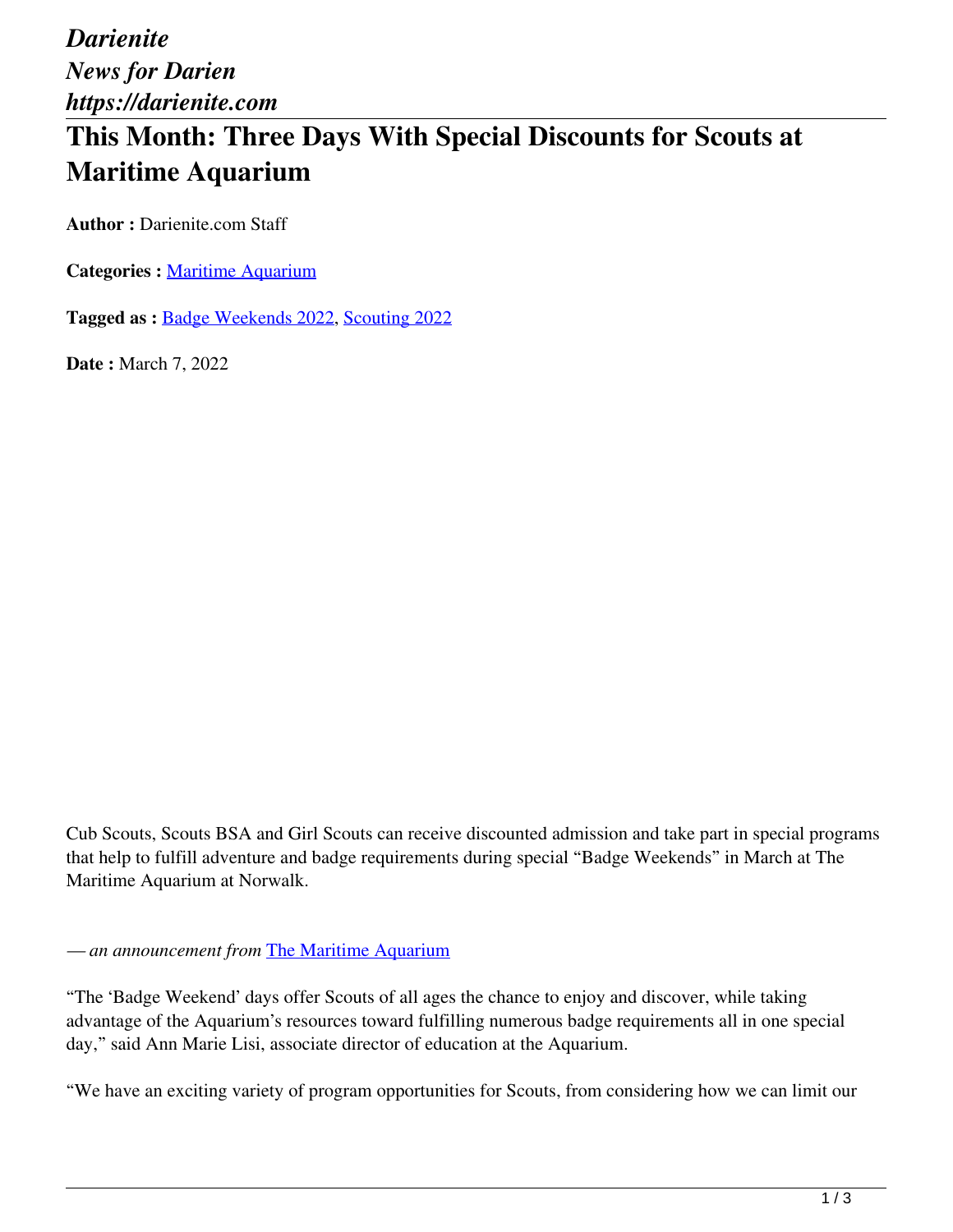*Darienite*
*News for Darien*
*https://darienite.com*

# This Month: Three Days With Special Discounts for Scouts at Maritime Aquarium

**Author :** Darienite.com Staff

**Categories :** Maritime Aquarium

**Tagged as :** Badge Weekends 2022, Scouting 2022

**Date :** March 7, 2022

Cub Scouts, Scouts BSA and Girl Scouts can receive discounted admission and take part in special programs that help to fulfill adventure and badge requirements during special "Badge Weekends" in March at The Maritime Aquarium at Norwalk.

— *an announcement from* The Maritime Aquarium

"The 'Badge Weekend' days offer Scouts of all ages the chance to enjoy and discover, while taking advantage of the Aquarium's resources toward fulfilling numerous badge requirements all in one special day," said Ann Marie Lisi, associate director of education at the Aquarium.

"We have an exciting variety of program opportunities for Scouts, from considering how we can limit our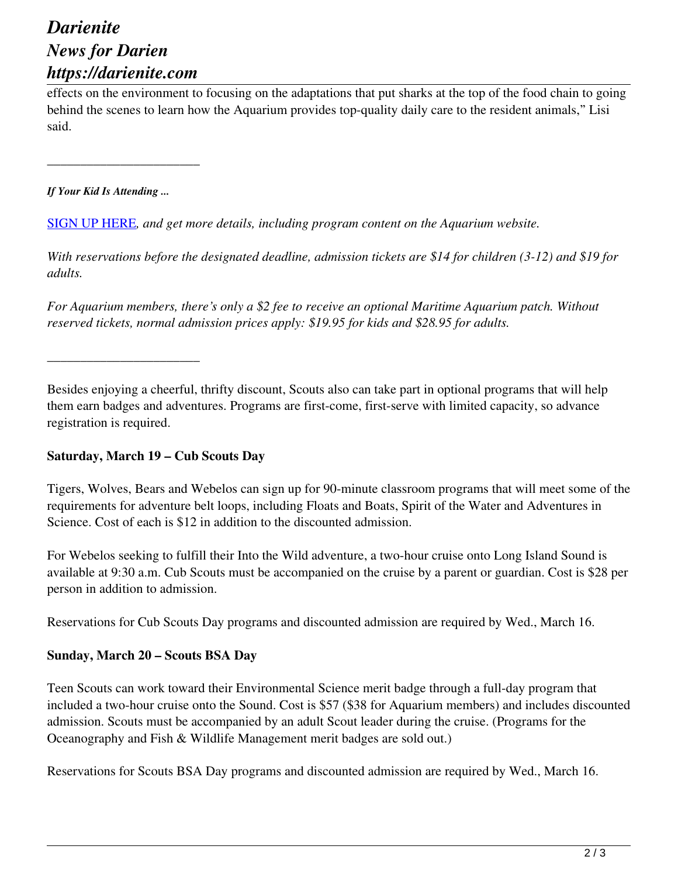effects on the environment to focusing on the adaptations that put sharks at the top of the food chain to going behind the scenes to learn how the Aquarium provides top-quality daily care to the resident animals," Lisi said.

\_\_\_\_\_\_\_\_\_\_\_\_\_\_\_\_\_\_\_\_\_\_\_\_

***If Your Kid Is Attending ...***

SIGN UP HERE*, and get more details, including program content on the Aquarium website.*

*With reservations before the designated deadline, admission tickets are $14 for children (3-12) and $19 for adults.*

*For Aquarium members, there's only a $2 fee to receive an optional Maritime Aquarium patch. Without reserved tickets, normal admission prices apply: $19.95 for kids and $28.95 for adults.*

\_\_\_\_\_\_\_\_\_\_\_\_\_\_\_\_\_\_\_\_\_\_\_\_

Besides enjoying a cheerful, thrifty discount, Scouts also can take part in optional programs that will help them earn badges and adventures. Programs are first-come, first-serve with limited capacity, so advance registration is required.

**Saturday, March 19 – Cub Scouts Day**

Tigers, Wolves, Bears and Webelos can sign up for 90-minute classroom programs that will meet some of the requirements for adventure belt loops, including Floats and Boats, Spirit of the Water and Adventures in Science. Cost of each is $12 in addition to the discounted admission.

For Webelos seeking to fulfill their Into the Wild adventure, a two-hour cruise onto Long Island Sound is available at 9:30 a.m. Cub Scouts must be accompanied on the cruise by a parent or guardian. Cost is $28 per person in addition to admission.

Reservations for Cub Scouts Day programs and discounted admission are required by Wed., March 16.

**Sunday, March 20 – Scouts BSA Day**

Teen Scouts can work toward their Environmental Science merit badge through a full-day program that included a two-hour cruise onto the Sound. Cost is $57 ($38 for Aquarium members) and includes discounted admission. Scouts must be accompanied by an adult Scout leader during the cruise. (Programs for the Oceanography and Fish & Wildlife Management merit badges are sold out.)

Reservations for Scouts BSA Day programs and discounted admission are required by Wed., March 16.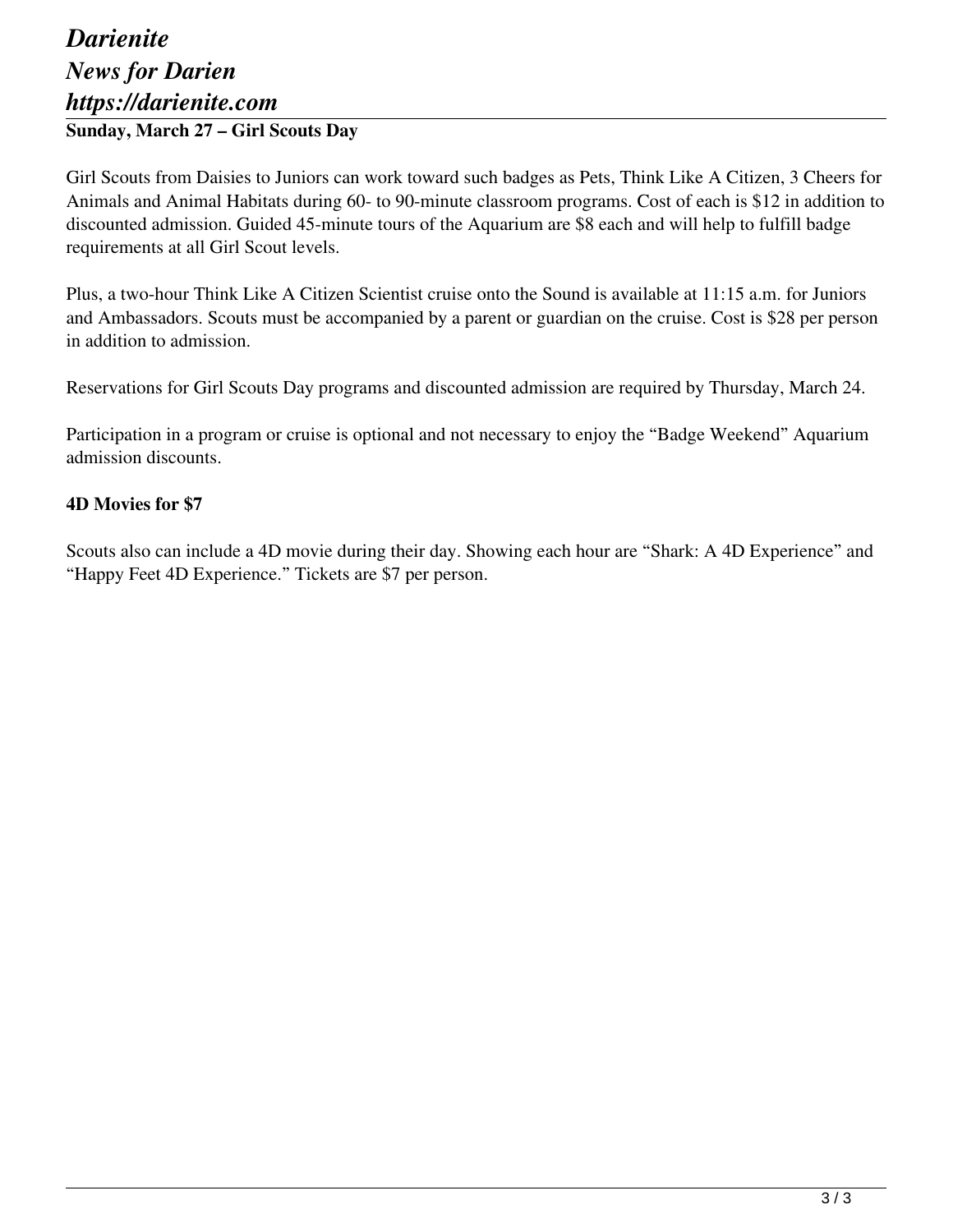**Sunday, March 27 – Girl Scouts Day**

Girl Scouts from Daisies to Juniors can work toward such badges as Pets, Think Like A Citizen, 3 Cheers for Animals and Animal Habitats during 60- to 90-minute classroom programs. Cost of each is $12 in addition to discounted admission. Guided 45-minute tours of the Aquarium are $8 each and will help to fulfill badge requirements at all Girl Scout levels.

Plus, a two-hour Think Like A Citizen Scientist cruise onto the Sound is available at 11:15 a.m. for Juniors and Ambassadors. Scouts must be accompanied by a parent or guardian on the cruise. Cost is $28 per person in addition to admission.

Reservations for Girl Scouts Day programs and discounted admission are required by Thursday, March 24.

Participation in a program or cruise is optional and not necessary to enjoy the "Badge Weekend" Aquarium admission discounts.

**4D Movies for $7**

Scouts also can include a 4D movie during their day. Showing each hour are "Shark: A 4D Experience" and "Happy Feet 4D Experience." Tickets are $7 per person.